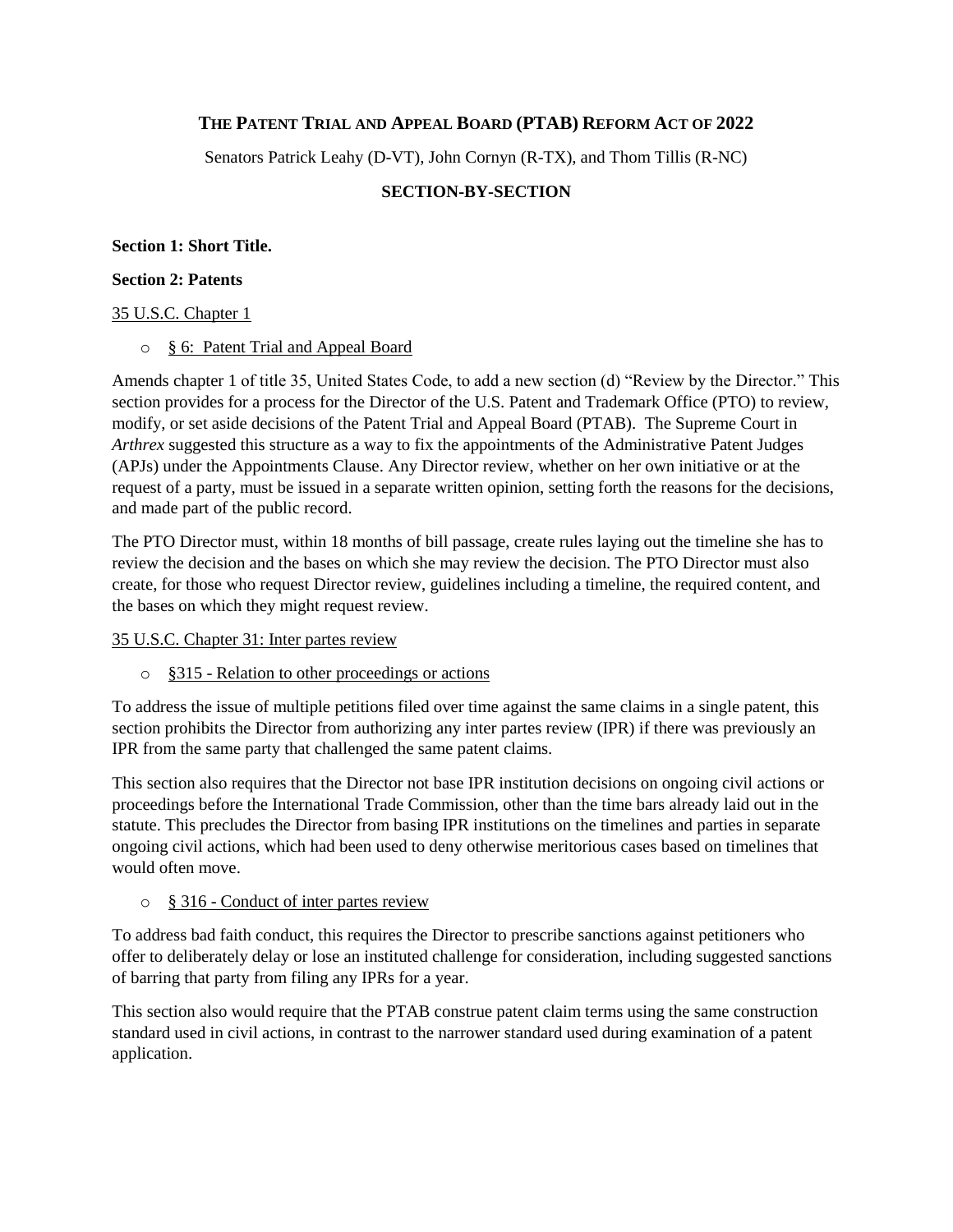# THE PATENT TRIAL AND APPEAL BOARD (PTAB) REFORM ACT OF 2022

Senators Patrick Leahy (D-VT), John Cornyn (R-TX), and Thom Tillis (R-NC)

## SECTION-BY-SECTION

**Section 1: Short Title.**

**Section 2: Patents**

35 U.S.C. Chapter 1

- § 6: Patent Trial and Appeal Board

Amends chapter 1 of title 35, United States Code, to add a new section (d) "Review by the Director." This section provides for a process for the Director of the U.S. Patent and Trademark Office (PTO) to review, modify, or set aside decisions of the Patent Trial and Appeal Board (PTAB). The Supreme Court in *Arthrex* suggested this structure as a way to fix the appointments of the Administrative Patent Judges (APJs) under the Appointments Clause. Any Director review, whether on her own initiative or at the request of a party, must be issued in a separate written opinion, setting forth the reasons for the decisions, and made part of the public record.

The PTO Director must, within 18 months of bill passage, create rules laying out the timeline she has to review the decision and the bases on which she may review the decision. The PTO Director must also create, for those who request Director review, guidelines including a timeline, the required content, and the bases on which they might request review.

35 U.S.C. Chapter 31: Inter partes review

- §315 - Relation to other proceedings or actions

To address the issue of multiple petitions filed over time against the same claims in a single patent, this section prohibits the Director from authorizing any inter partes review (IPR) if there was previously an IPR from the same party that challenged the same patent claims.

This section also requires that the Director not base IPR institution decisions on ongoing civil actions or proceedings before the International Trade Commission, other than the time bars already laid out in the statute. This precludes the Director from basing IPR institutions on the timelines and parties in separate ongoing civil actions, which had been used to deny otherwise meritorious cases based on timelines that would often move.

- § 316 - Conduct of inter partes review

To address bad faith conduct, this requires the Director to prescribe sanctions against petitioners who offer to deliberately delay or lose an instituted challenge for consideration, including suggested sanctions of barring that party from filing any IPRs for a year.

This section also would require that the PTAB construe patent claim terms using the same construction standard used in civil actions, in contrast to the narrower standard used during examination of a patent application.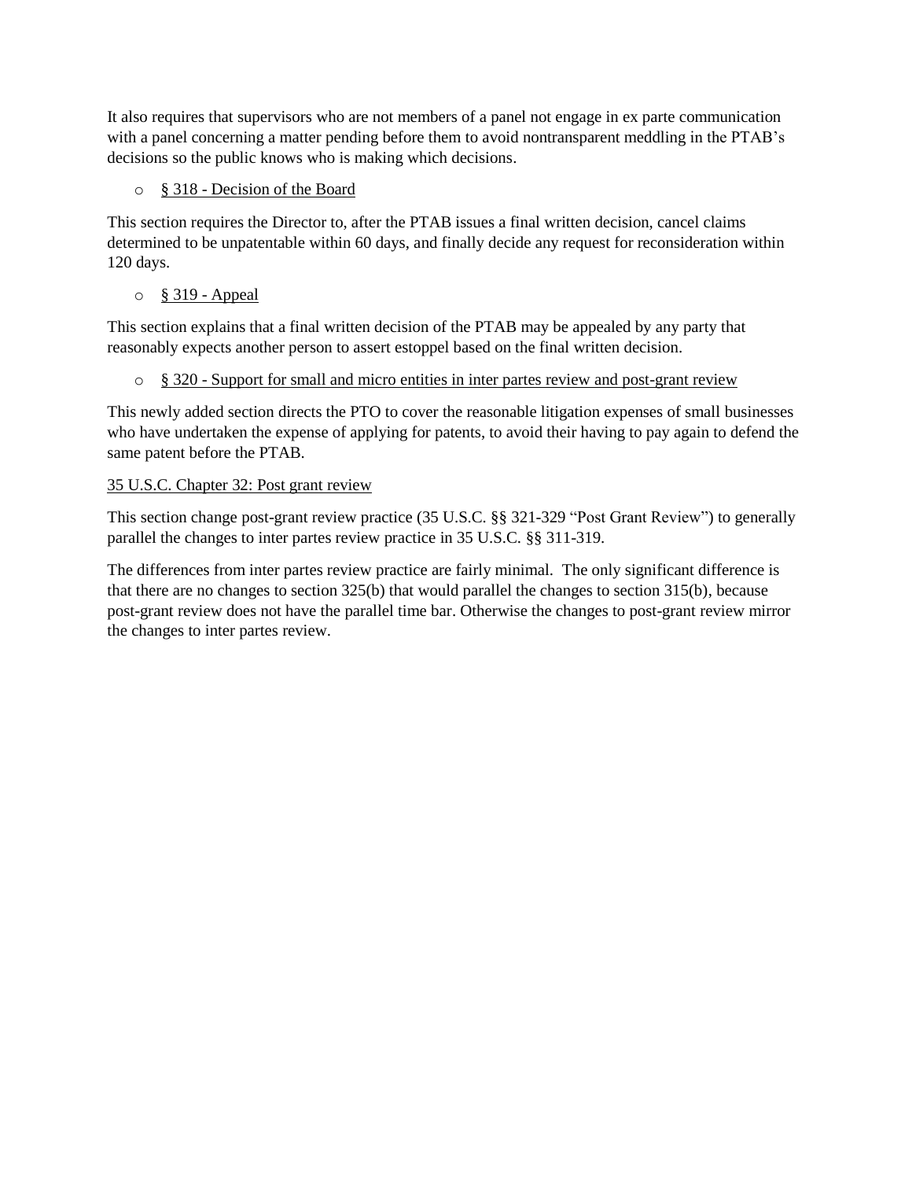It also requires that supervisors who are not members of a panel not engage in ex parte communication with a panel concerning a matter pending before them to avoid nontransparent meddling in the PTAB's decisions so the public knows who is making which decisions.

- § 318 - Decision of the Board

This section requires the Director to, after the PTAB issues a final written decision, cancel claims determined to be unpatentable within 60 days, and finally decide any request for reconsideration within 120 days.

- § 319 - Appeal

This section explains that a final written decision of the PTAB may be appealed by any party that reasonably expects another person to assert estoppel based on the final written decision.

- § 320 - Support for small and micro entities in inter partes review and post-grant review

This newly added section directs the PTO to cover the reasonable litigation expenses of small businesses who have undertaken the expense of applying for patents, to avoid their having to pay again to defend the same patent before the PTAB.

35 U.S.C. Chapter 32: Post grant review

This section change post-grant review practice (35 U.S.C. §§ 321-329 "Post Grant Review") to generally parallel the changes to inter partes review practice in 35 U.S.C. §§ 311-319.

The differences from inter partes review practice are fairly minimal. The only significant difference is that there are no changes to section 325(b) that would parallel the changes to section 315(b), because post-grant review does not have the parallel time bar. Otherwise the changes to post-grant review mirror the changes to inter partes review.